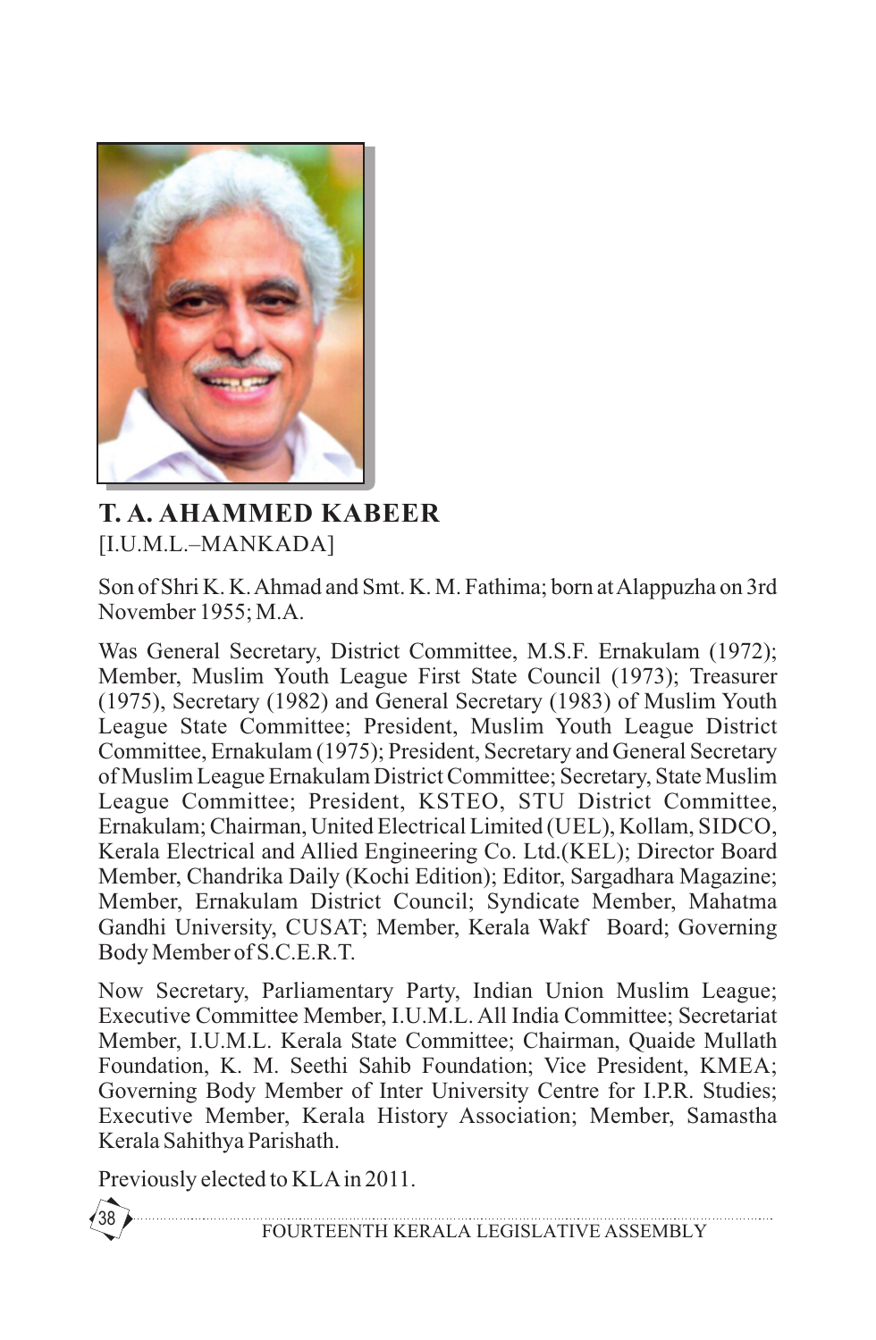# T. A. AHAMMED KABEER

[I.U.M.L.–MANKADA]

Son of Shri K. K. Ahmad and Smt. K. M. Fathima; born at Alappuzha on 3rd November 1955; M.A.

Was General Secretary, District Committee, M.S.F. Ernakulam (1972); Member, Muslim Youth League First State Council (1973); Treasurer (1975), Secretary (1982) and General Secretary (1983) of Muslim Youth League State Committee; President, Muslim Youth League District Committee, Ernakulam (1975); President, Secretary and General Secretary of Muslim League Ernakulam District Committee; Secretary, State Muslim League Committee; President, KSTEO, STU District Committee, Ernakulam; Chairman, United Electrical Limited (UEL), Kollam, SIDCO, Kerala Electrical and Allied Engineering Co. Ltd.(KEL); Director Board Member, Chandrika Daily (Kochi Edition); Editor, Sargadhara Magazine; Member, Ernakulam District Council; Syndicate Member, Mahatma Gandhi University, CUSAT; Member, Kerala Wakf Board; Governing Body Member of S.C.E.R.T.

Now Secretary, Parliamentary Party, Indian Union Muslim League; Executive Committee Member, I.U.M.L. All India Committee; Secretariat Member, I.U.M.L. Kerala State Committee; Chairman, Quaide Mullath Foundation, K. M. Seethi Sahib Foundation; Vice President, KMEA; Governing Body Member of Inter University Centre for I.P.R. Studies; Executive Member, Kerala History Association; Member, Samastha Kerala Sahithya Parishath.

Previously elected to KLA in 2011.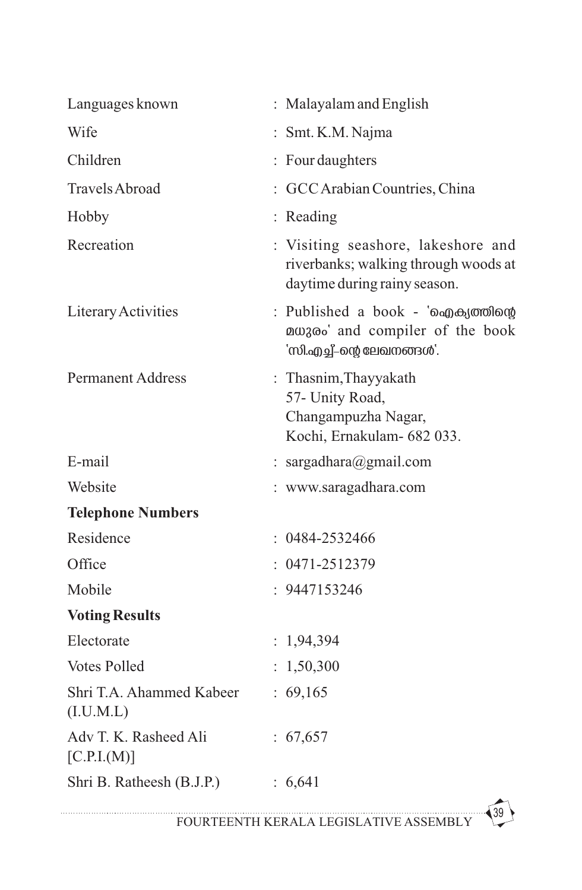| | | |
|---|---|---|
| Languages known | : | Malayalam and English |
| Wife | : | Smt. K.M. Najma |
| Children | : | Four daughters |
| Travels Abroad | : | GCC Arabian Countries, China |
| Hobby | : | Reading |
| Recreation | : | Visiting seashore, lakeshore and riverbanks; walking through woods at daytime during rainy season. |
| Literary Activities | : | Published a book - 'ഐക്യത്തിന്റെ മധുരം' and compiler of the book 'സി.എച്ച്-ന്റെ ലേഖനങ്ങൾ'. |
| Permanent Address | : | Thasnim,Thayyakath<br>57- Unity Road,<br>Changampuzha Nagar,<br>Kochi, Ernakulam- 682 033. |
| E-mail | : | sargadhara@gmail.com |
| Website | : | www.saragadhara.com |
| **Telephone Numbers** | | |
| Residence | : | 0484-2532466 |
| Office | : | 0471-2512379 |
| Mobile | : | 9447153246 |
| **Voting Results** | | |
| Electorate | : | 1,94,394 |
| Votes Polled | : | 1,50,300 |
| Shri T.A. Ahammed Kabeer (I.U.M.L) | : | 69,165 |
| Adv T. K. Rasheed Ali [C.P.I.(M)] | : | 67,657 |
| Shri B. Ratheesh (B.J.P.) | : | 6,641 |